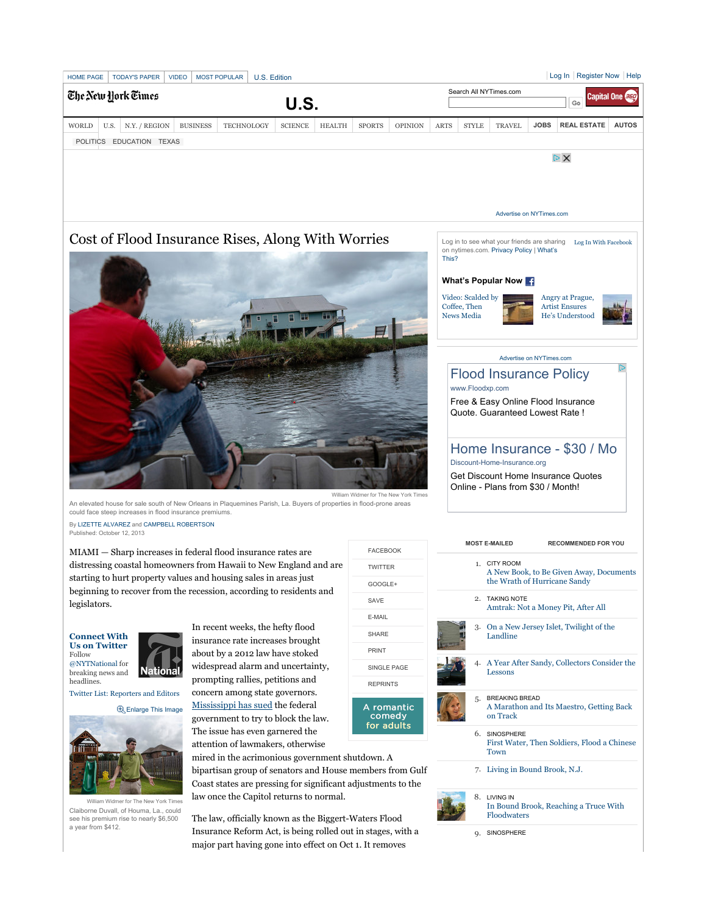# Cost of Flood Insurance Rises, Along With Worries

William Widmer for The New York Times

An elevated house for sale south of New Orleans in Plaquemines Parish, La. Buyers of properties in flood-prone areas could face steep increases in flood insurance premiums.

By LIZETTE ALVAREZ and CAMPBELL ROBERTSON

Published: October 12, 2013

MIAMI — Sharp increases in federal flood insurance rates are distressing coastal homeowners from Hawaii to New England and are starting to hurt property values and housing sales in areas just beginning to recover from the recession, according to residents and legislators.

In recent weeks, the hefty flood insurance rate increases brought about by a 2012 law have stoked widespread alarm and uncertainty, prompting rallies, petitions and concern among state governors. Mississippi has sued the federal government to try to block the law. The issue has even garnered the attention of lawmakers, otherwise mired in the acrimonious government shutdown. A bipartisan group of senators and House members from Gulf Coast states are pressing for significant adjustments to the law once the Capitol returns to normal.

William Widmer for The New York Times

Claiborne Duvall, of Houma, La., could see his premium rise to nearly $6,500 a year from $412.

The law, officially known as the Biggert-Waters Flood Insurance Reform Act, is being rolled out in stages, with a major part having gone into effect on Oct 1. It removes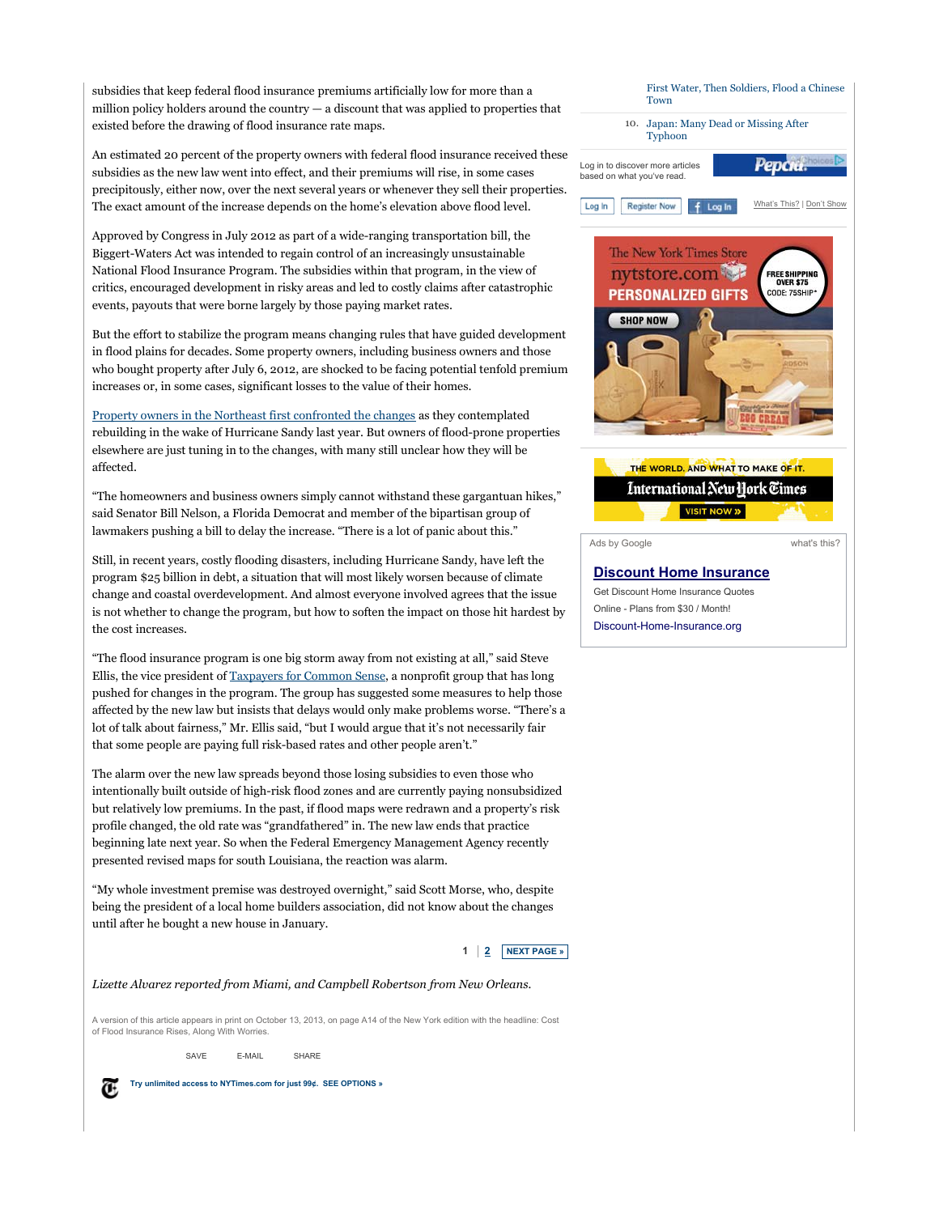subsidies that keep federal flood insurance premiums artificially low for more than a million policy holders around the country — a discount that was applied to properties that existed before the drawing of flood insurance rate maps.

An estimated 20 percent of the property owners with federal flood insurance received these subsidies as the new law went into effect, and their premiums will rise, in some cases precipitously, either now, over the next several years or whenever they sell their properties. The exact amount of the increase depends on the home's elevation above flood level.

Approved by Congress in July 2012 as part of a wide-ranging transportation bill, the Biggert-Waters Act was intended to regain control of an increasingly unsustainable National Flood Insurance Program. The subsidies within that program, in the view of critics, encouraged development in risky areas and led to costly claims after catastrophic events, payouts that were borne largely by those paying market rates.

But the effort to stabilize the program means changing rules that have guided development in flood plains for decades. Some property owners, including business owners and those who bought property after July 6, 2012, are shocked to be facing potential tenfold premium increases or, in some cases, significant losses to the value of their homes.

Property owners in the Northeast first confronted the changes as they contemplated rebuilding in the wake of Hurricane Sandy last year. But owners of flood-prone properties elsewhere are just tuning in to the changes, with many still unclear how they will be affected.

"The homeowners and business owners simply cannot withstand these gargantuan hikes," said Senator Bill Nelson, a Florida Democrat and member of the bipartisan group of lawmakers pushing a bill to delay the increase. "There is a lot of panic about this."

Still, in recent years, costly flooding disasters, including Hurricane Sandy, have left the program $25 billion in debt, a situation that will most likely worsen because of climate change and coastal overdevelopment. And almost everyone involved agrees that the issue is not whether to change the program, but how to soften the impact on those hit hardest by the cost increases.

"The flood insurance program is one big storm away from not existing at all," said Steve Ellis, the vice president of Taxpayers for Common Sense, a nonprofit group that has long pushed for changes in the program. The group has suggested some measures to help those affected by the new law but insists that delays would only make problems worse. "There's a lot of talk about fairness," Mr. Ellis said, "but I would argue that it's not necessarily fair that some people are paying full risk-based rates and other people aren't."

The alarm over the new law spreads beyond those losing subsidies to even those who intentionally built outside of high-risk flood zones and are currently paying nonsubsidized but relatively low premiums. In the past, if flood maps were redrawn and a property's risk profile changed, the old rate was "grandfathered" in. The new law ends that practice beginning late next year. So when the Federal Emergency Management Agency recently presented revised maps for south Louisiana, the reaction was alarm.

"My whole investment premise was destroyed overnight," said Scott Morse, who, despite being the president of a local home builders association, did not know about the changes until after he bought a new house in January.

*Lizette Alvarez reported from Miami, and Campbell Robertson from New Orleans.*

A version of this article appears in print on October 13, 2013, on page A14 of the New York edition with the headline: Cost of Flood Insurance Rises, Along With Worries.